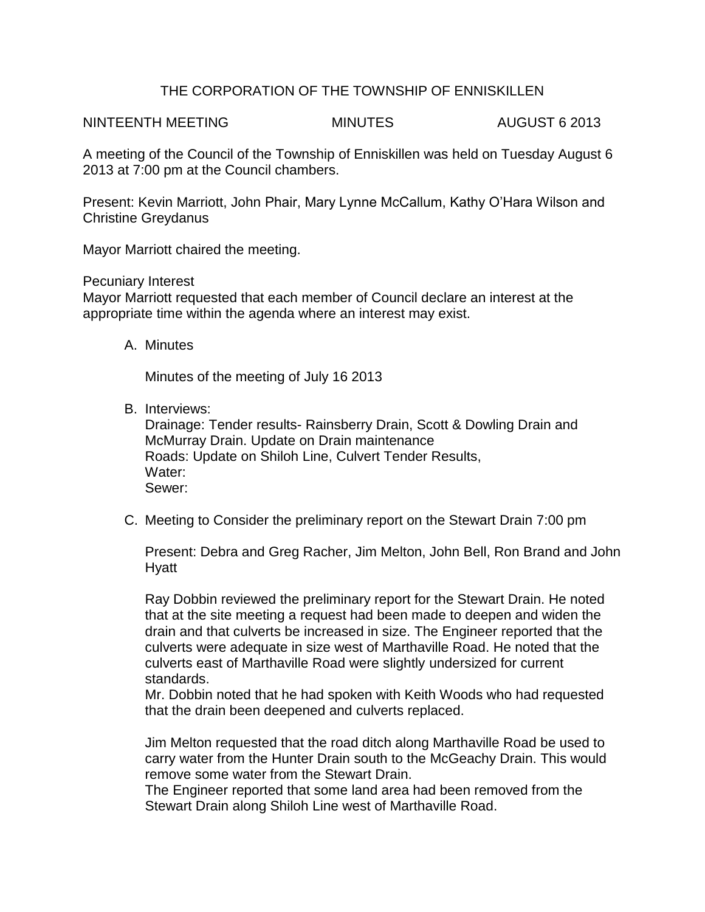# THE CORPORATION OF THE TOWNSHIP OF ENNISKILLEN

NINTEENTH MEETING MINUTES AUGUST 6 2013

A meeting of the Council of the Township of Enniskillen was held on Tuesday August 6 2013 at 7:00 pm at the Council chambers.

Present: Kevin Marriott, John Phair, Mary Lynne McCallum, Kathy O'Hara Wilson and Christine Greydanus

Mayor Marriott chaired the meeting.

Pecuniary Interest
Mayor Marriott requested that each member of Council declare an interest at the appropriate time within the agenda where an interest may exist.

A. Minutes

   Minutes of the meeting of July 16 2013

B. Interviews:
   Drainage: Tender results- Rainsberry Drain, Scott & Dowling Drain and McMurray Drain. Update on Drain maintenance
   Roads: Update on Shiloh Line, Culvert Tender Results,
   Water:
   Sewer:

C. Meeting to Consider the preliminary report on the Stewart Drain 7:00 pm

   Present: Debra and Greg Racher, Jim Melton, John Bell, Ron Brand and John Hyatt

   Ray Dobbin reviewed the preliminary report for the Stewart Drain. He noted that at the site meeting a request had been made to deepen and widen the drain and that culverts be increased in size. The Engineer reported that the culverts were adequate in size west of Marthaville Road. He noted that the culverts east of Marthaville Road were slightly undersized for current standards.
   Mr. Dobbin noted that he had spoken with Keith Woods who had requested that the drain been deepened and culverts replaced.

   Jim Melton requested that the road ditch along Marthaville Road be used to carry water from the Hunter Drain south to the McGeachy Drain. This would remove some water from the Stewart Drain.
   The Engineer reported that some land area had been removed from the Stewart Drain along Shiloh Line west of Marthaville Road.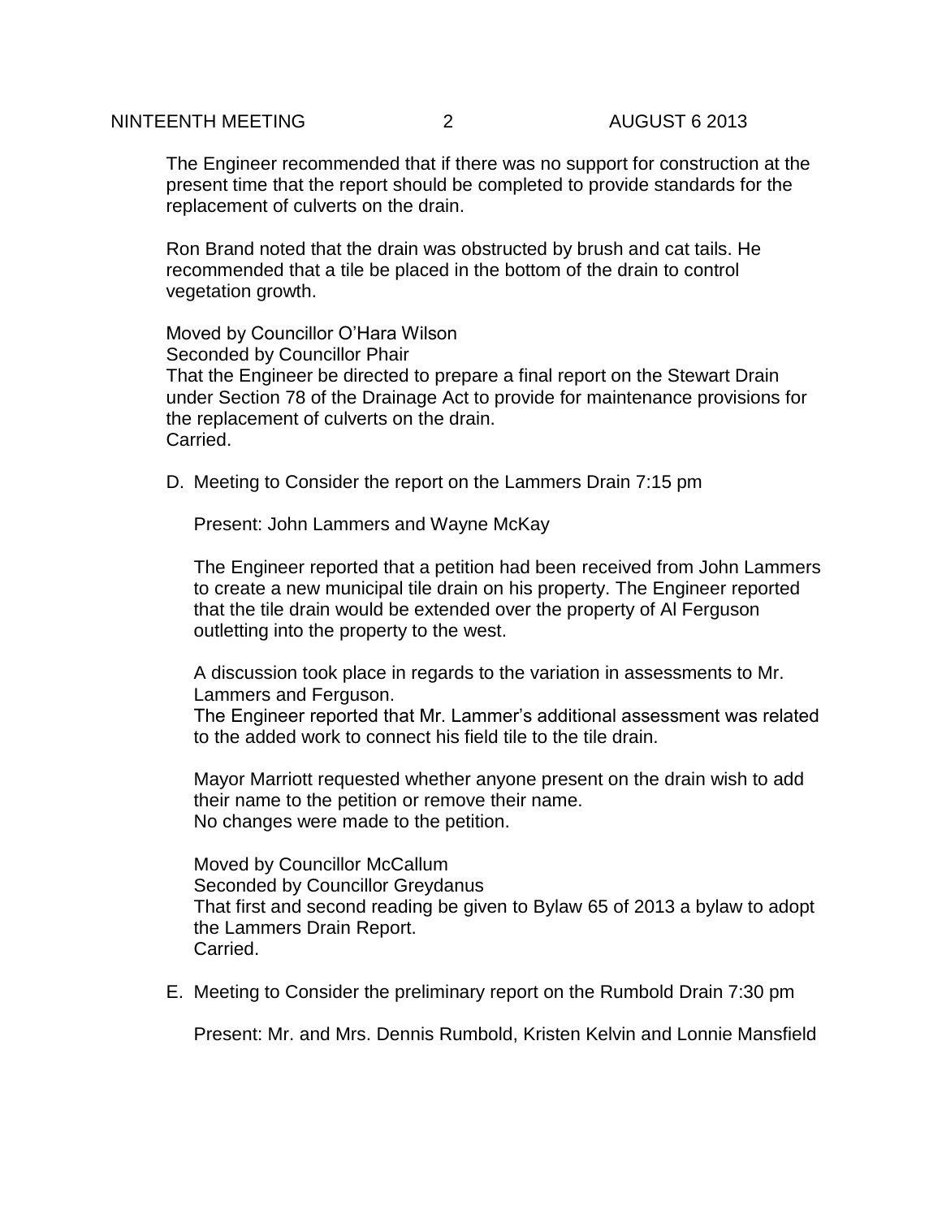The Engineer recommended that if there was no support for construction at the present time that the report should be completed to provide standards for the replacement of culverts on the drain.

Ron Brand noted that the drain was obstructed by brush and cat tails. He recommended that a tile be placed in the bottom of the drain to control vegetation growth.

Moved by Councillor O'Hara Wilson
Seconded by Councillor Phair
That the Engineer be directed to prepare a final report on the Stewart Drain under Section 78 of the Drainage Act to provide for maintenance provisions for the replacement of culverts on the drain.
Carried.

D. Meeting to Consider the report on the Lammers Drain 7:15 pm

Present: John Lammers and Wayne McKay

The Engineer reported that a petition had been received from John Lammers to create a new municipal tile drain on his property. The Engineer reported that the tile drain would be extended over the property of Al Ferguson outletting into the property to the west.

A discussion took place in regards to the variation in assessments to Mr. Lammers and Ferguson.
The Engineer reported that Mr. Lammer's additional assessment was related to the added work to connect his field tile to the tile drain.

Mayor Marriott requested whether anyone present on the drain wish to add their name to the petition or remove their name.
No changes were made to the petition.

Moved by Councillor McCallum
Seconded by Councillor Greydanus
That first and second reading be given to Bylaw 65 of 2013 a bylaw to adopt the Lammers Drain Report.
Carried.

E. Meeting to Consider the preliminary report on the Rumbold Drain 7:30 pm

Present: Mr. and Mrs. Dennis Rumbold, Kristen Kelvin and Lonnie Mansfield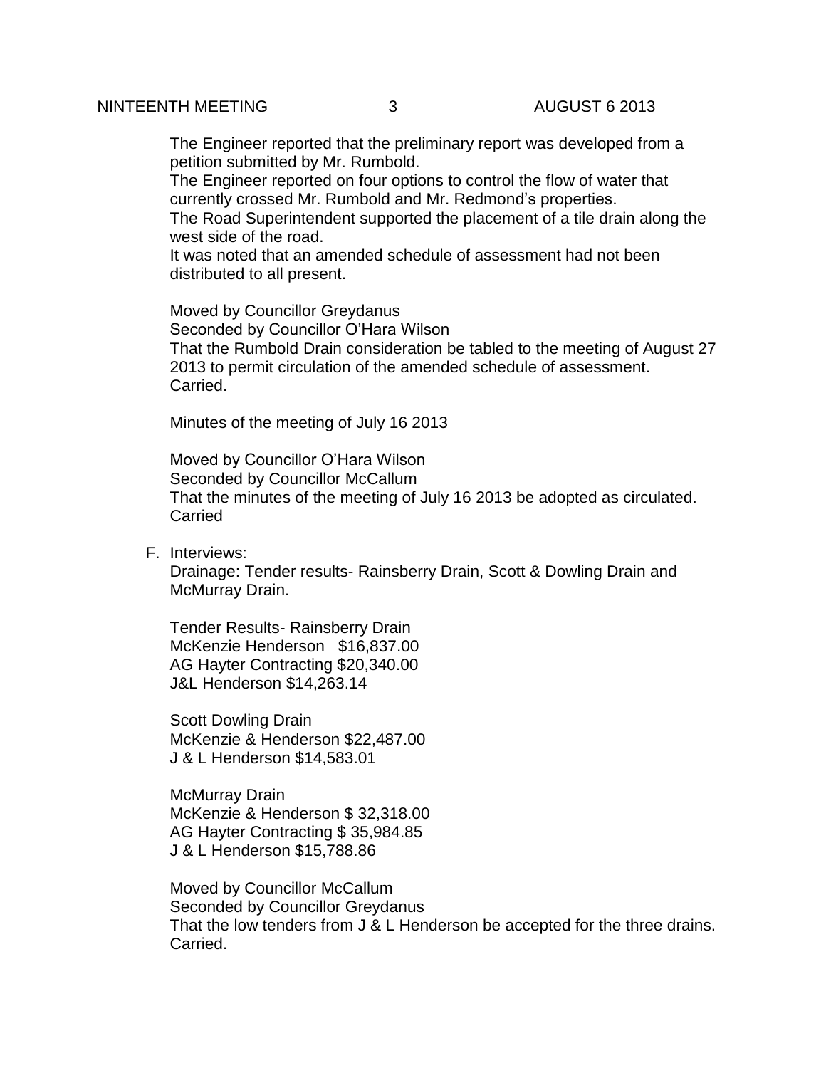The Engineer reported that the preliminary report was developed from a petition submitted by Mr. Rumbold.
The Engineer reported on four options to control the flow of water that currently crossed Mr. Rumbold and Mr. Redmond's properties.
The Road Superintendent supported the placement of a tile drain along the west side of the road.
It was noted that an amended schedule of assessment had not been distributed to all present.

Moved by Councillor Greydanus
Seconded by Councillor O'Hara Wilson
That the Rumbold Drain consideration be tabled to the meeting of August 27 2013 to permit circulation of the amended schedule of assessment.
Carried.

Minutes of the meeting of July 16 2013

Moved by Councillor O'Hara Wilson
Seconded by Councillor McCallum
That the minutes of the meeting of July 16 2013 be adopted as circulated.
Carried

F. Interviews:
Drainage: Tender results- Rainsberry Drain, Scott & Dowling Drain and McMurray Drain.

Tender Results- Rainsberry Drain
McKenzie Henderson $16,837.00
AG Hayter Contracting $20,340.00
J&L Henderson $14,263.14

Scott Dowling Drain
McKenzie & Henderson $22,487.00
J & L Henderson $14,583.01

McMurray Drain
McKenzie & Henderson $ 32,318.00
AG Hayter Contracting $ 35,984.85
J & L Henderson $15,788.86

Moved by Councillor McCallum
Seconded by Councillor Greydanus
That the low tenders from J & L Henderson be accepted for the three drains.
Carried.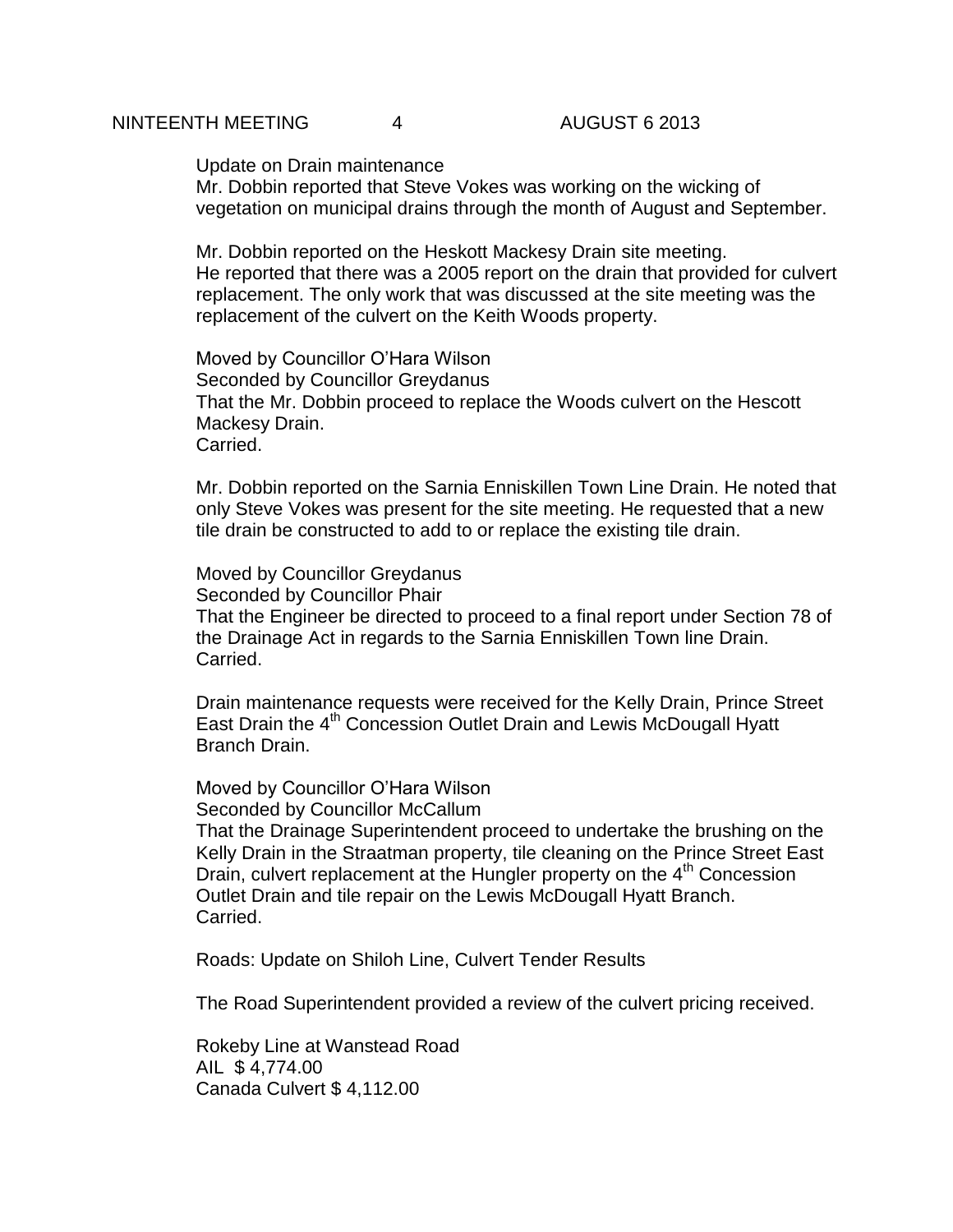Update on Drain maintenance
Mr. Dobbin reported that Steve Vokes was working on the wicking of vegetation on municipal drains through the month of August and September.

Mr. Dobbin reported on the Heskott Mackesy Drain site meeting.
He reported that there was a 2005 report on the drain that provided for culvert replacement. The only work that was discussed at the site meeting was the replacement of the culvert on the Keith Woods property.

Moved by Councillor O'Hara Wilson
Seconded by Councillor Greydanus
That the Mr. Dobbin proceed to replace the Woods culvert on the Hescott Mackesy Drain.
Carried.

Mr. Dobbin reported on the Sarnia Enniskillen Town Line Drain. He noted that only Steve Vokes was present for the site meeting. He requested that a new tile drain be constructed to add to or replace the existing tile drain.

Moved by Councillor Greydanus
Seconded by Councillor Phair
That the Engineer be directed to proceed to a final report under Section 78 of the Drainage Act in regards to the Sarnia Enniskillen Town line Drain.
Carried.

Drain maintenance requests were received for the Kelly Drain, Prince Street East Drain the 4th Concession Outlet Drain and Lewis McDougall Hyatt Branch Drain.

Moved by Councillor O'Hara Wilson
Seconded by Councillor McCallum
That the Drainage Superintendent proceed to undertake the brushing on the Kelly Drain in the Straatman property, tile cleaning on the Prince Street East Drain, culvert replacement at the Hungler property on the 4th Concession Outlet Drain and tile repair on the Lewis McDougall Hyatt Branch.
Carried.

Roads: Update on Shiloh Line, Culvert Tender Results

The Road Superintendent provided a review of the culvert pricing received.

Rokeby Line at Wanstead Road
AIL $ 4,774.00
Canada Culvert $ 4,112.00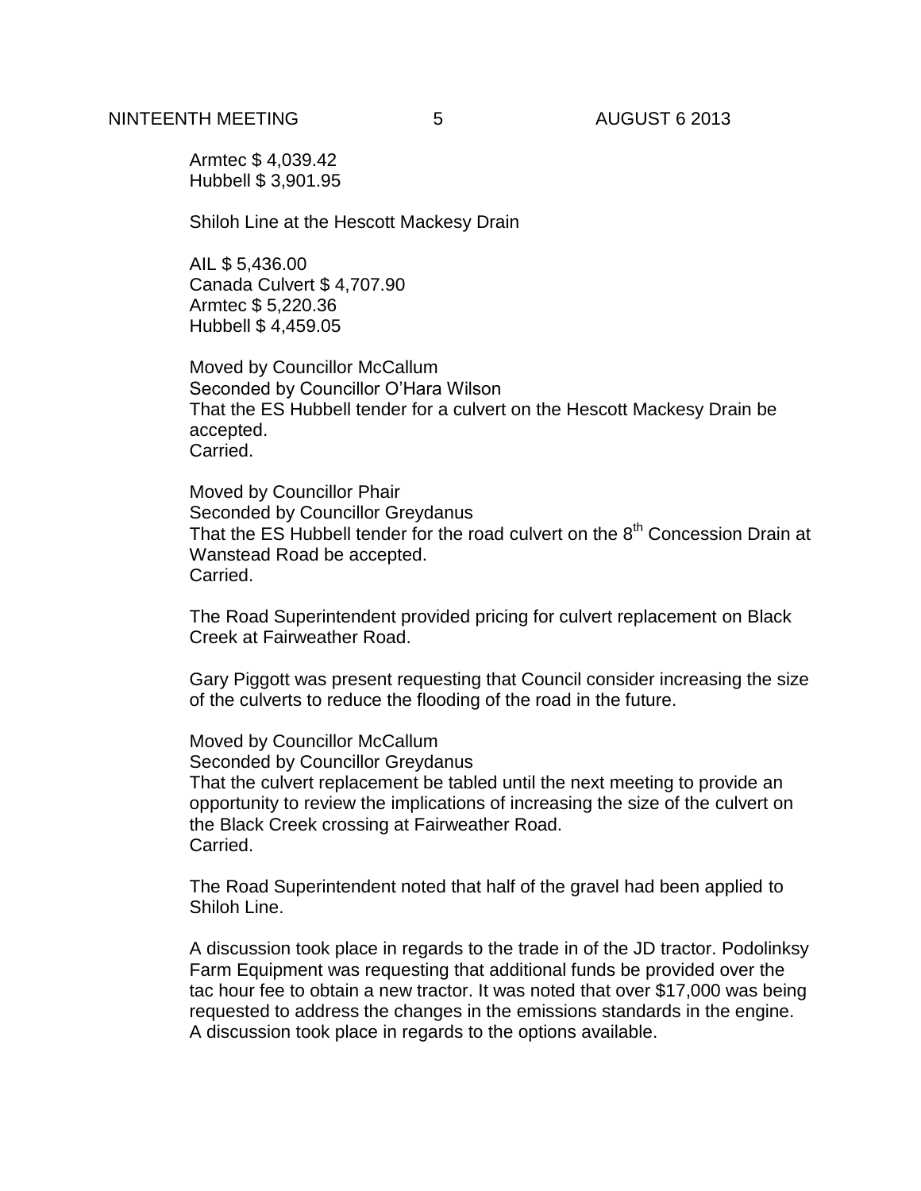Armtec $ 4,039.42
Hubbell $ 3,901.95

Shiloh Line at the Hescott Mackesy Drain

AIL $ 5,436.00
Canada Culvert $ 4,707.90
Armtec $ 5,220.36
Hubbell $ 4,459.05

Moved by Councillor McCallum
Seconded by Councillor O'Hara Wilson
That the ES Hubbell tender for a culvert on the Hescott Mackesy Drain be accepted.
Carried.

Moved by Councillor Phair
Seconded by Councillor Greydanus
That the ES Hubbell tender for the road culvert on the 8th Concession Drain at Wanstead Road be accepted.
Carried.

The Road Superintendent provided pricing for culvert replacement on Black Creek at Fairweather Road.

Gary Piggott was present requesting that Council consider increasing the size of the culverts to reduce the flooding of the road in the future.

Moved by Councillor McCallum
Seconded by Councillor Greydanus
That the culvert replacement be tabled until the next meeting to provide an opportunity to review the implications of increasing the size of the culvert on the Black Creek crossing at Fairweather Road.
Carried.

The Road Superintendent noted that half of the gravel had been applied to Shiloh Line.

A discussion took place in regards to the trade in of the JD tractor. Podolinksy Farm Equipment was requesting that additional funds be provided over the tac hour fee to obtain a new tractor. It was noted that over $17,000 was being requested to address the changes in the emissions standards in the engine. A discussion took place in regards to the options available.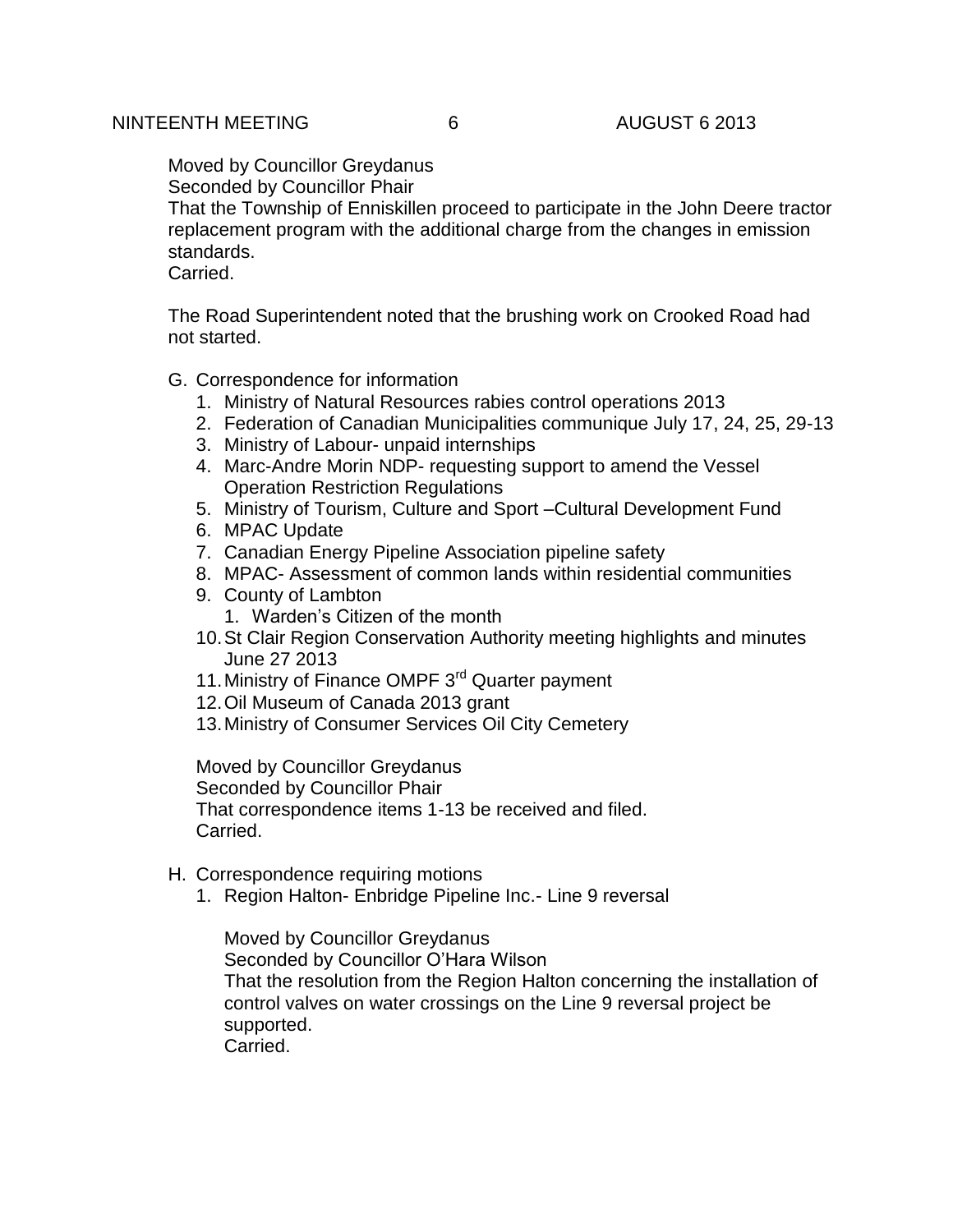Moved by Councillor Greydanus
Seconded by Councillor Phair
That the Township of Enniskillen proceed to participate in the John Deere tractor replacement program with the additional charge from the changes in emission standards.
Carried.

The Road Superintendent noted that the brushing work on Crooked Road had not started.

G. Correspondence for information
   1. Ministry of Natural Resources rabies control operations 2013
   2. Federation of Canadian Municipalities communique July 17, 24, 25, 29-13
   3. Ministry of Labour- unpaid internships
   4. Marc-Andre Morin NDP- requesting support to amend the Vessel Operation Restriction Regulations
   5. Ministry of Tourism, Culture and Sport –Cultural Development Fund
   6. MPAC Update
   7. Canadian Energy Pipeline Association pipeline safety
   8. MPAC- Assessment of common lands within residential communities
   9. County of Lambton
      1. Warden's Citizen of the month
   10. St Clair Region Conservation Authority meeting highlights and minutes June 27 2013
   11. Ministry of Finance OMPF 3rd Quarter payment
   12. Oil Museum of Canada 2013 grant
   13. Ministry of Consumer Services Oil City Cemetery

   Moved by Councillor Greydanus
   Seconded by Councillor Phair
   That correspondence items 1-13 be received and filed.
   Carried.

H. Correspondence requiring motions
   1. Region Halton- Enbridge Pipeline Inc.- Line 9 reversal

      Moved by Councillor Greydanus
      Seconded by Councillor O'Hara Wilson
      That the resolution from the Region Halton concerning the installation of control valves on water crossings on the Line 9 reversal project be supported.
      Carried.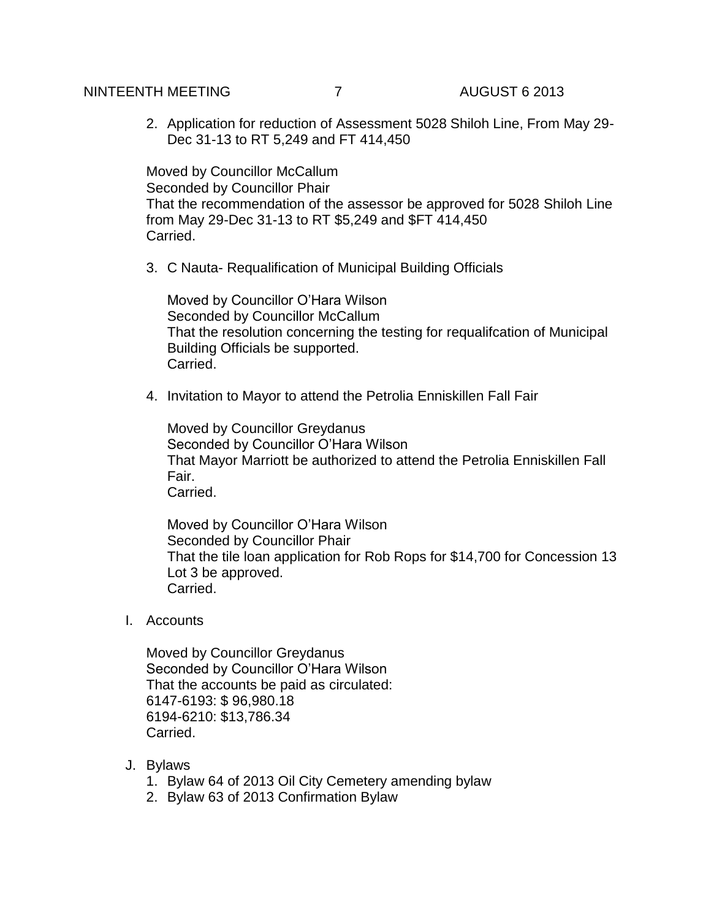2. Application for reduction of Assessment 5028 Shiloh Line, From May 29-Dec 31-13 to RT 5,249 and FT 414,450

Moved by Councillor McCallum
Seconded by Councillor Phair
That the recommendation of the assessor be approved for 5028 Shiloh Line from May 29-Dec 31-13 to RT $5,249 and $FT 414,450
Carried.

3. C Nauta- Requalification of Municipal Building Officials

   Moved by Councillor O'Hara Wilson
   Seconded by Councillor McCallum
   That the resolution concerning the testing for requalifcation of Municipal Building Officials be supported.
   Carried.

4. Invitation to Mayor to attend the Petrolia Enniskillen Fall Fair

   Moved by Councillor Greydanus
   Seconded by Councillor O'Hara Wilson
   That Mayor Marriott be authorized to attend the Petrolia Enniskillen Fall Fair.
   Carried.

   Moved by Councillor O'Hara Wilson
   Seconded by Councillor Phair
   That the tile loan application for Rob Rops for $14,700 for Concession 13 Lot 3 be approved.
   Carried.

I. Accounts

Moved by Councillor Greydanus
Seconded by Councillor O'Hara Wilson
That the accounts be paid as circulated:
6147-6193: $ 96,980.18
6194-6210: $13,786.34
Carried.

J. Bylaws
   1. Bylaw 64 of 2013 Oil City Cemetery amending bylaw
   2. Bylaw 63 of 2013 Confirmation Bylaw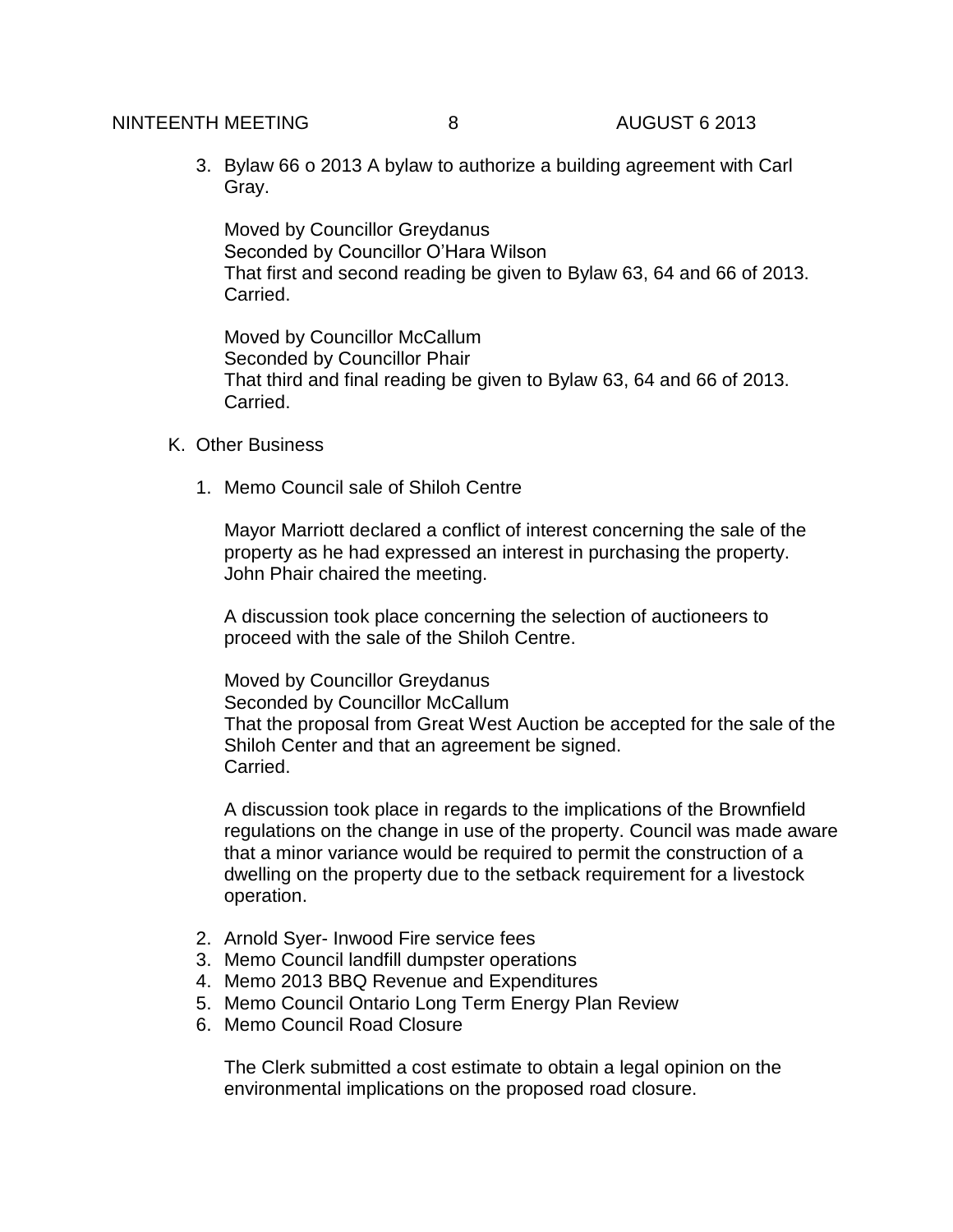3. Bylaw 66 o 2013 A bylaw to authorize a building agreement with Carl Gray.

   Moved by Councillor Greydanus
   Seconded by Councillor O'Hara Wilson
   That first and second reading be given to Bylaw 63, 64 and 66 of 2013.
   Carried.

   Moved by Councillor McCallum
   Seconded by Councillor Phair
   That third and final reading be given to Bylaw 63, 64 and 66 of 2013.
   Carried.

K. Other Business

1. Memo Council sale of Shiloh Centre

   Mayor Marriott declared a conflict of interest concerning the sale of the property as he had expressed an interest in purchasing the property. John Phair chaired the meeting.

   A discussion took place concerning the selection of auctioneers to proceed with the sale of the Shiloh Centre.

   Moved by Councillor Greydanus
   Seconded by Councillor McCallum
   That the proposal from Great West Auction be accepted for the sale of the Shiloh Center and that an agreement be signed.
   Carried.

   A discussion took place in regards to the implications of the Brownfield regulations on the change in use of the property. Council was made aware that a minor variance would be required to permit the construction of a dwelling on the property due to the setback requirement for a livestock operation.

2. Arnold Syer- Inwood Fire service fees
3. Memo Council landfill dumpster operations
4. Memo 2013 BBQ Revenue and Expenditures
5. Memo Council Ontario Long Term Energy Plan Review
6. Memo Council Road Closure

   The Clerk submitted a cost estimate to obtain a legal opinion on the environmental implications on the proposed road closure.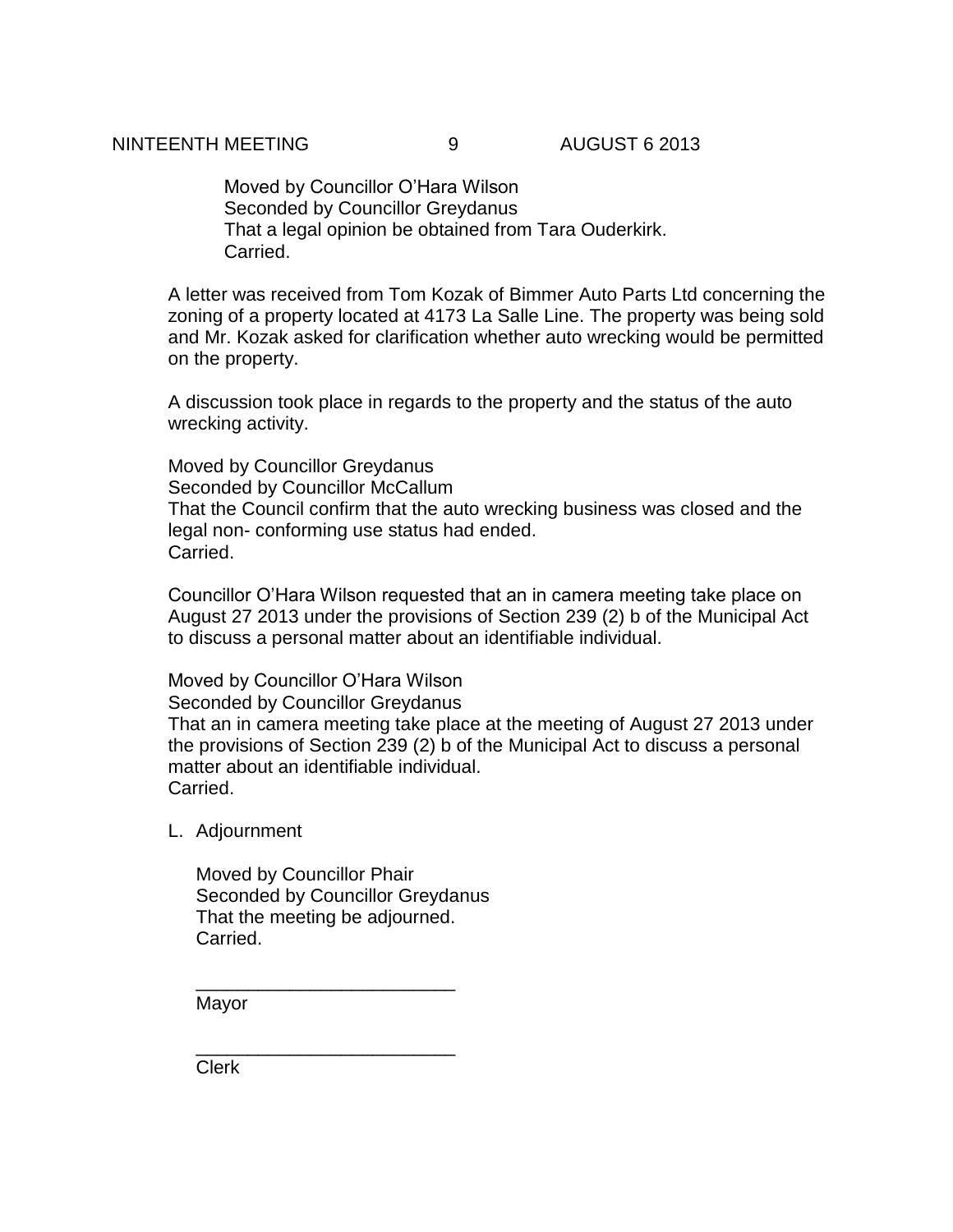Moved by Councillor O'Hara Wilson
Seconded by Councillor Greydanus
That a legal opinion be obtained from Tara Ouderkirk.
Carried.

A letter was received from Tom Kozak of Bimmer Auto Parts Ltd concerning the zoning of a property located at 4173 La Salle Line. The property was being sold and Mr. Kozak asked for clarification whether auto wrecking would be permitted on the property.

A discussion took place in regards to the property and the status of the auto wrecking activity.

Moved by Councillor Greydanus
Seconded by Councillor McCallum
That the Council confirm that the auto wrecking business was closed and the legal non- conforming use status had ended.
Carried.

Councillor O'Hara Wilson requested that an in camera meeting take place on August 27 2013 under the provisions of Section 239 (2) b of the Municipal Act to discuss a personal matter about an identifiable individual.

Moved by Councillor O'Hara Wilson
Seconded by Councillor Greydanus
That an in camera meeting take place at the meeting of August 27 2013 under the provisions of Section 239 (2) b of the Municipal Act to discuss a personal matter about an identifiable individual.
Carried.

L. Adjournment

Moved by Councillor Phair
Seconded by Councillor Greydanus
That the meeting be adjourned.
Carried.

_________________________
Mayor

_________________________
Clerk